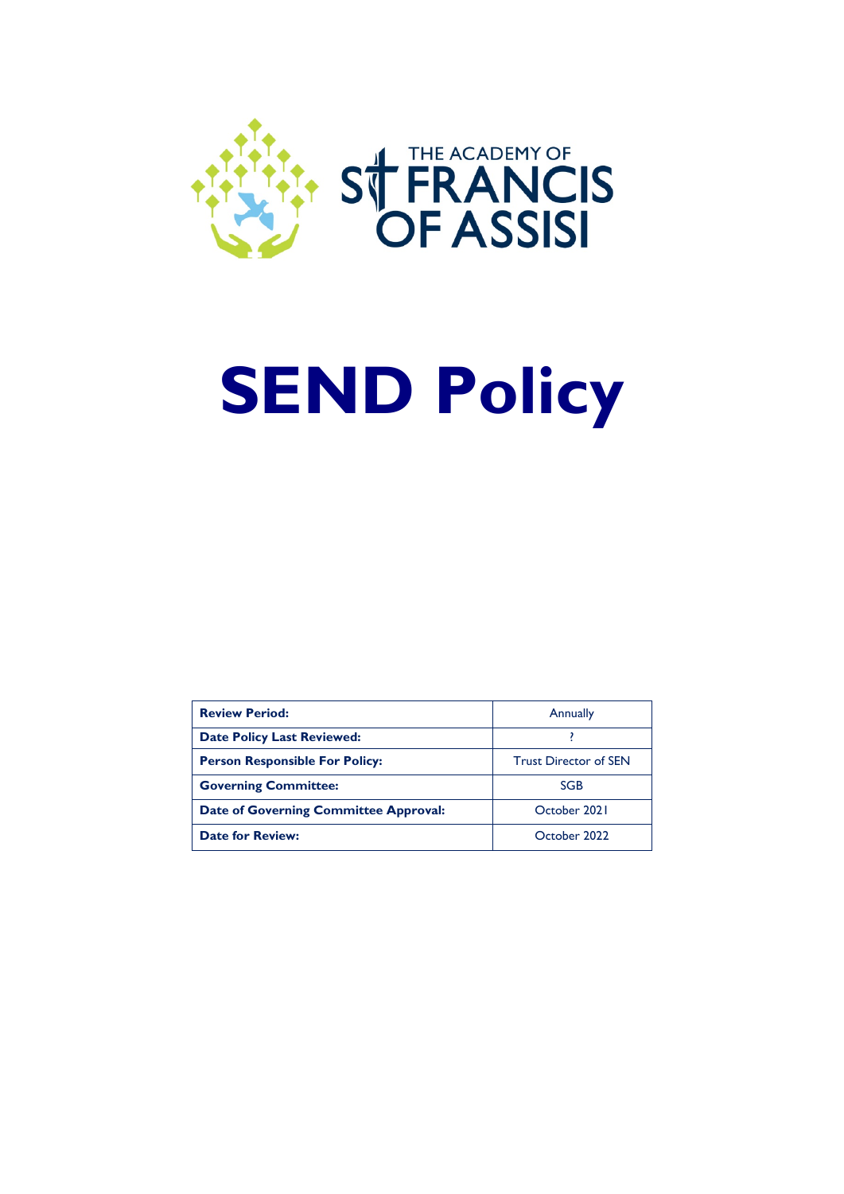THE ACADEMY OF ST FRANCIS OF ASSISI

# SEND Policy

| **Review Period:** | Annually |
|---|---|
| **Date Policy Last Reviewed:** | ? |
| **Person Responsible For Policy:** | Trust Director of SEN |
| **Governing Committee:** | SGB |
| **Date of Governing Committee Approval:** | October 2021 |
| **Date for Review:** | October 2022 |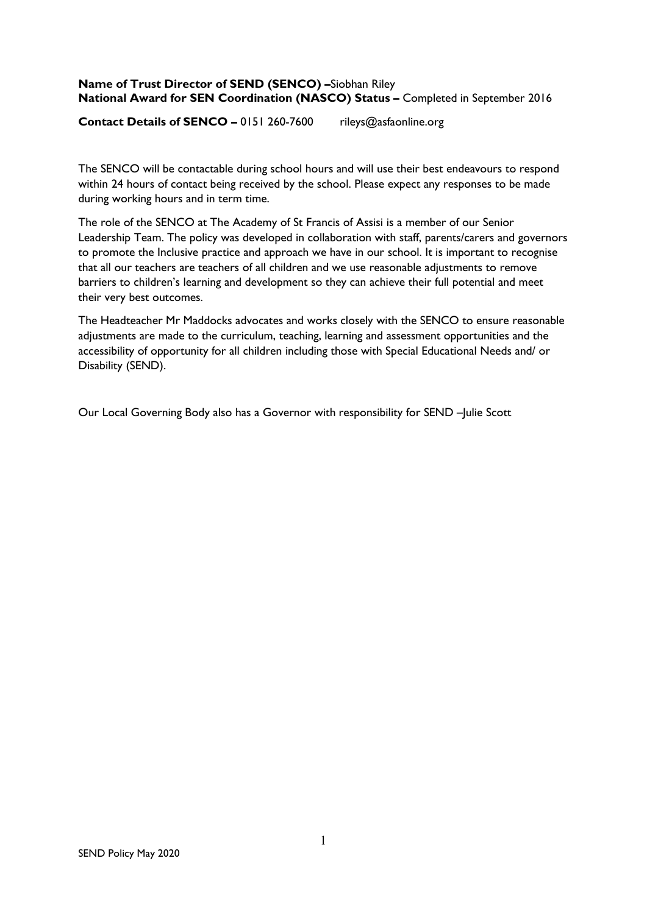**Name of Trust Director of SEND (SENCO) –**Siobhan Riley
**National Award for SEN Coordination (NASCO) Status –** Completed in September 2016

**Contact Details of SENCO –** 0151 260-7600   rileys@asfaonline.org

The SENCO will be contactable during school hours and will use their best endeavours to respond within 24 hours of contact being received by the school. Please expect any responses to be made during working hours and in term time.

The role of the SENCO at The Academy of St Francis of Assisi is a member of our Senior Leadership Team. The policy was developed in collaboration with staff, parents/carers and governors to promote the Inclusive practice and approach we have in our school. It is important to recognise that all our teachers are teachers of all children and we use reasonable adjustments to remove barriers to children's learning and development so they can achieve their full potential and meet their very best outcomes.

The Headteacher Mr Maddocks advocates and works closely with the SENCO to ensure reasonable adjustments are made to the curriculum, teaching, learning and assessment opportunities and the accessibility of opportunity for all children including those with Special Educational Needs and/ or Disability (SEND).

Our Local Governing Body also has a Governor with responsibility for SEND –Julie Scott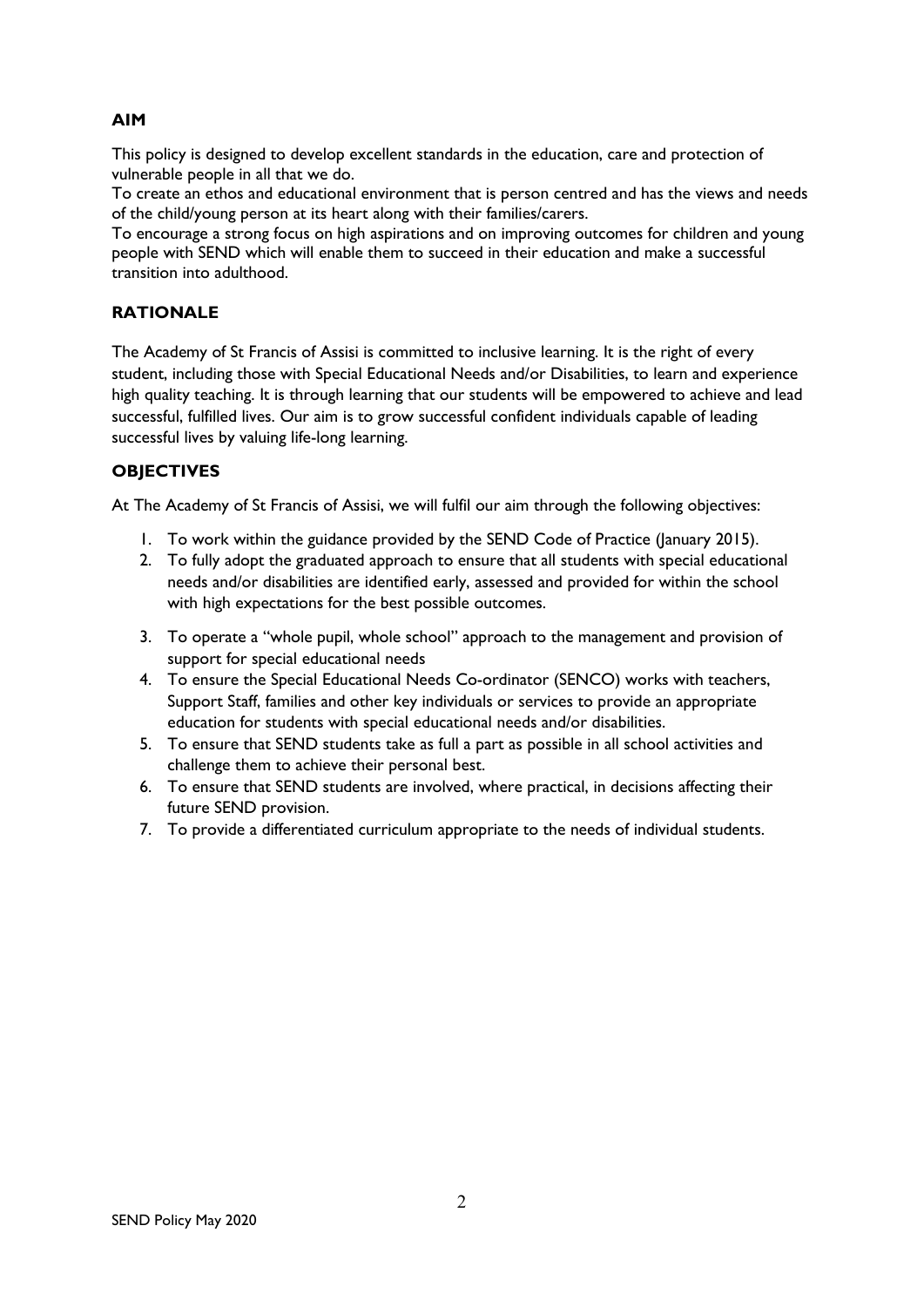## AIM

This policy is designed to develop excellent standards in the education, care and protection of vulnerable people in all that we do.

To create an ethos and educational environment that is person centred and has the views and needs of the child/young person at its heart along with their families/carers.

To encourage a strong focus on high aspirations and on improving outcomes for children and young people with SEND which will enable them to succeed in their education and make a successful transition into adulthood.

## RATIONALE

The Academy of St Francis of Assisi is committed to inclusive learning. It is the right of every student, including those with Special Educational Needs and/or Disabilities, to learn and experience high quality teaching. It is through learning that our students will be empowered to achieve and lead successful, fulfilled lives. Our aim is to grow successful confident individuals capable of leading successful lives by valuing life-long learning.

## OBJECTIVES

At The Academy of St Francis of Assisi, we will fulfil our aim through the following objectives:

1. To work within the guidance provided by the SEND Code of Practice (January 2015).
2. To fully adopt the graduated approach to ensure that all students with special educational needs and/or disabilities are identified early, assessed and provided for within the school with high expectations for the best possible outcomes.
3. To operate a "whole pupil, whole school" approach to the management and provision of support for special educational needs
4. To ensure the Special Educational Needs Co-ordinator (SENCO) works with teachers, Support Staff, families and other key individuals or services to provide an appropriate education for students with special educational needs and/or disabilities.
5. To ensure that SEND students take as full a part as possible in all school activities and challenge them to achieve their personal best.
6. To ensure that SEND students are involved, where practical, in decisions affecting their future SEND provision.
7. To provide a differentiated curriculum appropriate to the needs of individual students.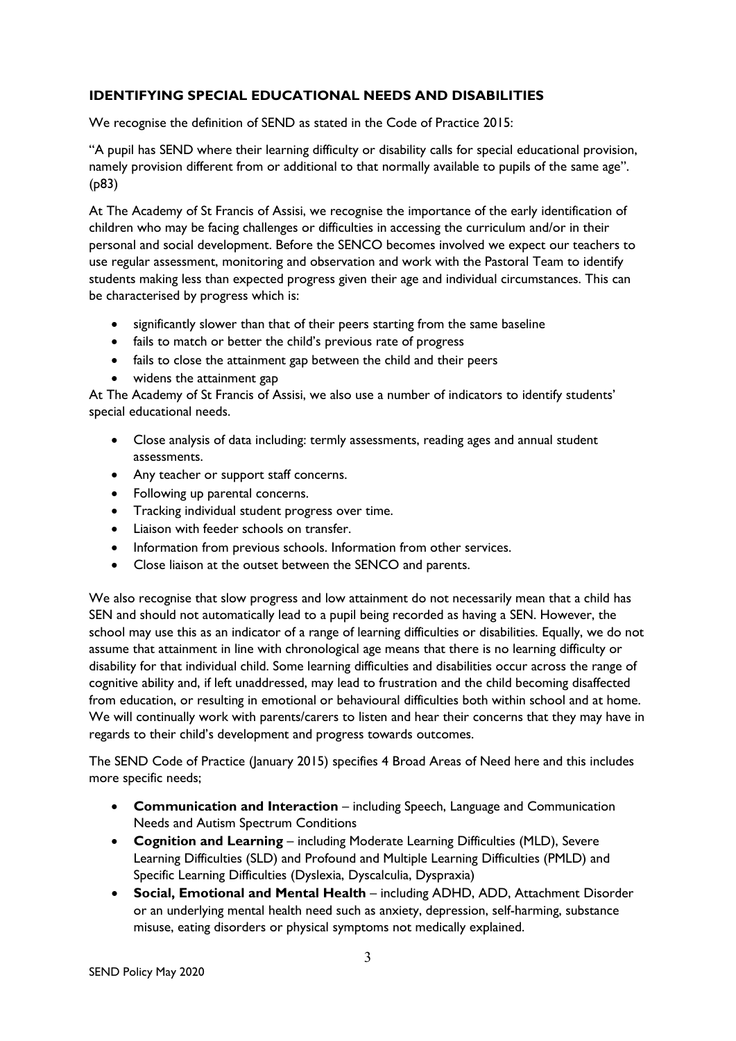## IDENTIFYING SPECIAL EDUCATIONAL NEEDS AND DISABILITIES

We recognise the definition of SEND as stated in the Code of Practice 2015:

"A pupil has SEND where their learning difficulty or disability calls for special educational provision, namely provision different from or additional to that normally available to pupils of the same age". (p83)

At The Academy of St Francis of Assisi, we recognise the importance of the early identification of children who may be facing challenges or difficulties in accessing the curriculum and/or in their personal and social development. Before the SENCO becomes involved we expect our teachers to use regular assessment, monitoring and observation and work with the Pastoral Team to identify students making less than expected progress given their age and individual circumstances. This can be characterised by progress which is:

- significantly slower than that of their peers starting from the same baseline
- fails to match or better the child's previous rate of progress
- fails to close the attainment gap between the child and their peers
- widens the attainment gap

At The Academy of St Francis of Assisi, we also use a number of indicators to identify students' special educational needs.

- Close analysis of data including: termly assessments, reading ages and annual student assessments.
- Any teacher or support staff concerns.
- Following up parental concerns.
- Tracking individual student progress over time.
- Liaison with feeder schools on transfer.
- Information from previous schools. Information from other services.
- Close liaison at the outset between the SENCO and parents.

We also recognise that slow progress and low attainment do not necessarily mean that a child has SEN and should not automatically lead to a pupil being recorded as having a SEN. However, the school may use this as an indicator of a range of learning difficulties or disabilities. Equally, we do not assume that attainment in line with chronological age means that there is no learning difficulty or disability for that individual child. Some learning difficulties and disabilities occur across the range of cognitive ability and, if left unaddressed, may lead to frustration and the child becoming disaffected from education, or resulting in emotional or behavioural difficulties both within school and at home. We will continually work with parents/carers to listen and hear their concerns that they may have in regards to their child's development and progress towards outcomes.

The SEND Code of Practice (January 2015) specifies 4 Broad Areas of Need here and this includes more specific needs;

- **Communication and Interaction** – including Speech, Language and Communication Needs and Autism Spectrum Conditions
- **Cognition and Learning** – including Moderate Learning Difficulties (MLD), Severe Learning Difficulties (SLD) and Profound and Multiple Learning Difficulties (PMLD) and Specific Learning Difficulties (Dyslexia, Dyscalculia, Dyspraxia)
- **Social, Emotional and Mental Health** – including ADHD, ADD, Attachment Disorder or an underlying mental health need such as anxiety, depression, self-harming, substance misuse, eating disorders or physical symptoms not medically explained.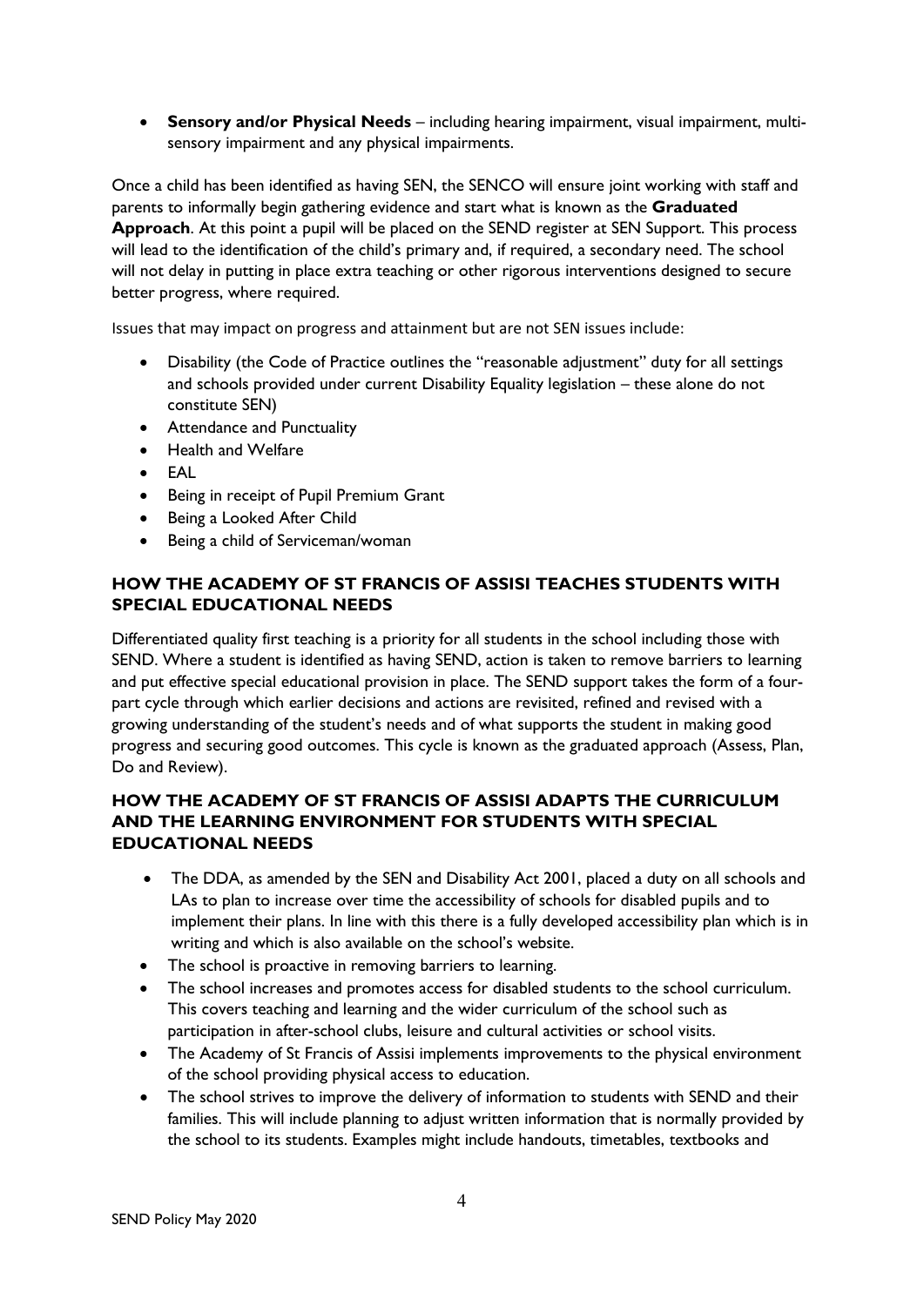- **Sensory and/or Physical Needs** – including hearing impairment, visual impairment, multi-sensory impairment and any physical impairments.

Once a child has been identified as having SEN, the SENCO will ensure joint working with staff and parents to informally begin gathering evidence and start what is known as the **Graduated Approach**. At this point a pupil will be placed on the SEND register at SEN Support. This process will lead to the identification of the child's primary and, if required, a secondary need. The school will not delay in putting in place extra teaching or other rigorous interventions designed to secure better progress, where required.

Issues that may impact on progress and attainment but are not SEN issues include:

- Disability (the Code of Practice outlines the "reasonable adjustment" duty for all settings and schools provided under current Disability Equality legislation – these alone do not constitute SEN)
- Attendance and Punctuality
- Health and Welfare
- EAL
- Being in receipt of Pupil Premium Grant
- Being a Looked After Child
- Being a child of Serviceman/woman

## HOW THE ACADEMY OF ST FRANCIS OF ASSISI TEACHES STUDENTS WITH SPECIAL EDUCATIONAL NEEDS

Differentiated quality first teaching is a priority for all students in the school including those with SEND. Where a student is identified as having SEND, action is taken to remove barriers to learning and put effective special educational provision in place. The SEND support takes the form of a four-part cycle through which earlier decisions and actions are revisited, refined and revised with a growing understanding of the student's needs and of what supports the student in making good progress and securing good outcomes. This cycle is known as the graduated approach (Assess, Plan, Do and Review).

## HOW THE ACADEMY OF ST FRANCIS OF ASSISI ADAPTS THE CURRICULUM AND THE LEARNING ENVIRONMENT FOR STUDENTS WITH SPECIAL EDUCATIONAL NEEDS

- The DDA, as amended by the SEN and Disability Act 2001, placed a duty on all schools and LAs to plan to increase over time the accessibility of schools for disabled pupils and to implement their plans. In line with this there is a fully developed accessibility plan which is in writing and which is also available on the school's website.
- The school is proactive in removing barriers to learning.
- The school increases and promotes access for disabled students to the school curriculum. This covers teaching and learning and the wider curriculum of the school such as participation in after-school clubs, leisure and cultural activities or school visits.
- The Academy of St Francis of Assisi implements improvements to the physical environment of the school providing physical access to education.
- The school strives to improve the delivery of information to students with SEND and their families. This will include planning to adjust written information that is normally provided by the school to its students. Examples might include handouts, timetables, textbooks and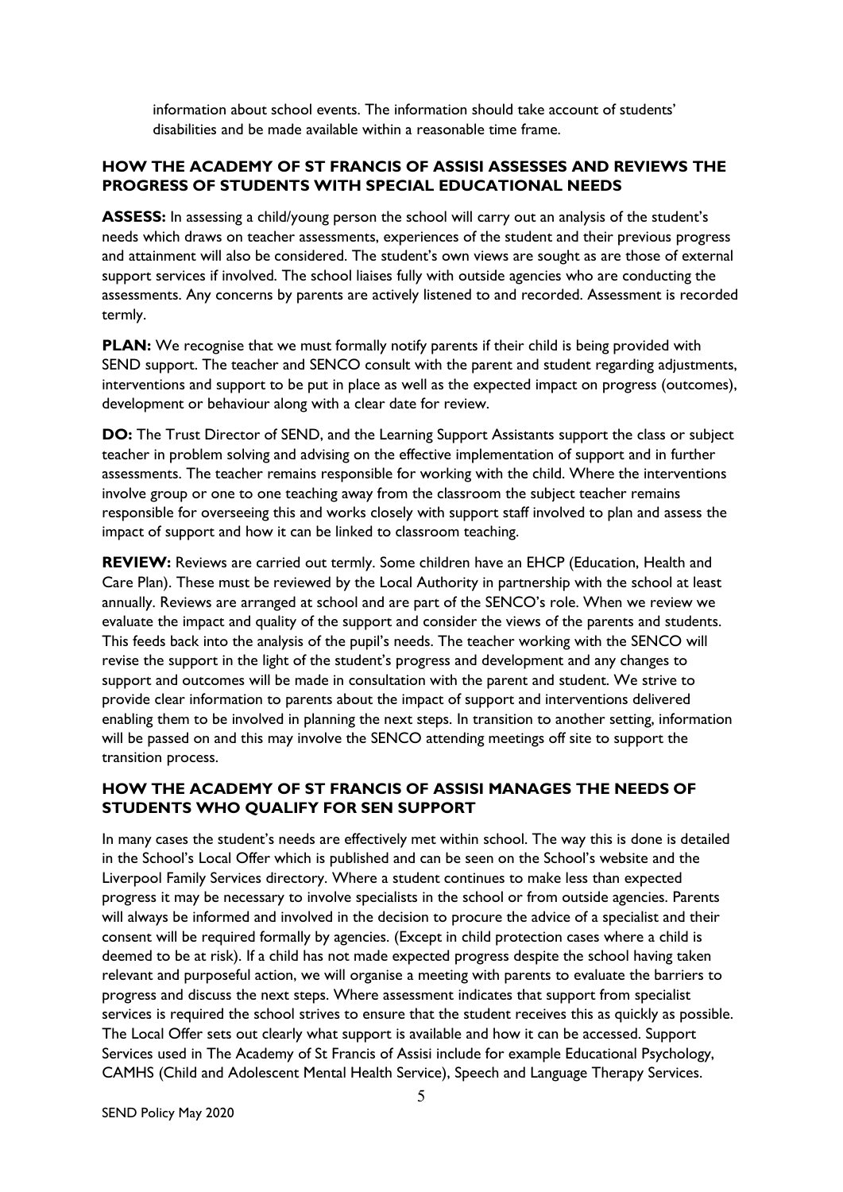information about school events. The information should take account of students' disabilities and be made available within a reasonable time frame.

## HOW THE ACADEMY OF ST FRANCIS OF ASSISI ASSESSES AND REVIEWS THE PROGRESS OF STUDENTS WITH SPECIAL EDUCATIONAL NEEDS

**ASSESS:** In assessing a child/young person the school will carry out an analysis of the student's needs which draws on teacher assessments, experiences of the student and their previous progress and attainment will also be considered. The student's own views are sought as are those of external support services if involved. The school liaises fully with outside agencies who are conducting the assessments. Any concerns by parents are actively listened to and recorded. Assessment is recorded termly.

**PLAN:** We recognise that we must formally notify parents if their child is being provided with SEND support. The teacher and SENCO consult with the parent and student regarding adjustments, interventions and support to be put in place as well as the expected impact on progress (outcomes), development or behaviour along with a clear date for review.

**DO:** The Trust Director of SEND, and the Learning Support Assistants support the class or subject teacher in problem solving and advising on the effective implementation of support and in further assessments. The teacher remains responsible for working with the child. Where the interventions involve group or one to one teaching away from the classroom the subject teacher remains responsible for overseeing this and works closely with support staff involved to plan and assess the impact of support and how it can be linked to classroom teaching.

**REVIEW:** Reviews are carried out termly. Some children have an EHCP (Education, Health and Care Plan). These must be reviewed by the Local Authority in partnership with the school at least annually. Reviews are arranged at school and are part of the SENCO's role. When we review we evaluate the impact and quality of the support and consider the views of the parents and students. This feeds back into the analysis of the pupil's needs. The teacher working with the SENCO will revise the support in the light of the student's progress and development and any changes to support and outcomes will be made in consultation with the parent and student. We strive to provide clear information to parents about the impact of support and interventions delivered enabling them to be involved in planning the next steps. In transition to another setting, information will be passed on and this may involve the SENCO attending meetings off site to support the transition process.

## HOW THE ACADEMY OF ST FRANCIS OF ASSISI MANAGES THE NEEDS OF STUDENTS WHO QUALIFY FOR SEN SUPPORT

In many cases the student's needs are effectively met within school. The way this is done is detailed in the School's Local Offer which is published and can be seen on the School's website and the Liverpool Family Services directory. Where a student continues to make less than expected progress it may be necessary to involve specialists in the school or from outside agencies. Parents will always be informed and involved in the decision to procure the advice of a specialist and their consent will be required formally by agencies. (Except in child protection cases where a child is deemed to be at risk). If a child has not made expected progress despite the school having taken relevant and purposeful action, we will organise a meeting with parents to evaluate the barriers to progress and discuss the next steps. Where assessment indicates that support from specialist services is required the school strives to ensure that the student receives this as quickly as possible. The Local Offer sets out clearly what support is available and how it can be accessed. Support Services used in The Academy of St Francis of Assisi include for example Educational Psychology, CAMHS (Child and Adolescent Mental Health Service), Speech and Language Therapy Services.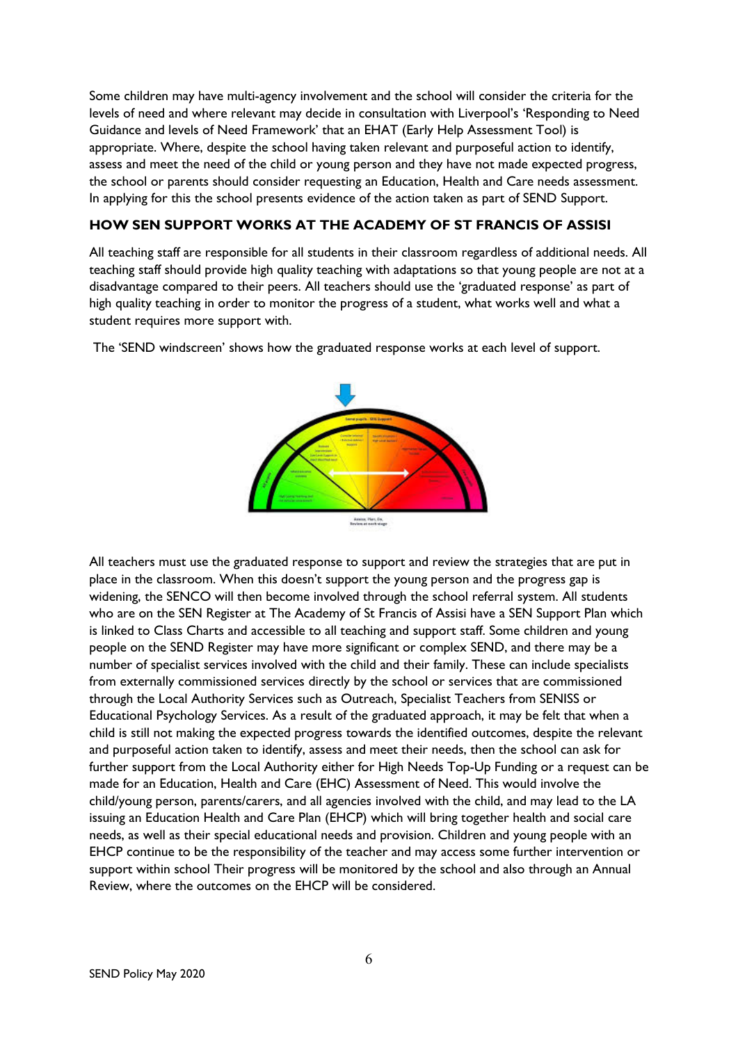Some children may have multi-agency involvement and the school will consider the criteria for the levels of need and where relevant may decide in consultation with Liverpool's 'Responding to Need Guidance and levels of Need Framework' that an EHAT (Early Help Assessment Tool) is appropriate. Where, despite the school having taken relevant and purposeful action to identify, assess and meet the need of the child or young person and they have not made expected progress, the school or parents should consider requesting an Education, Health and Care needs assessment. In applying for this the school presents evidence of the action taken as part of SEND Support.

## HOW SEN SUPPORT WORKS AT THE ACADEMY OF ST FRANCIS OF ASSISI

All teaching staff are responsible for all students in their classroom regardless of additional needs. All teaching staff should provide high quality teaching with adaptations so that young people are not at a disadvantage compared to their peers. All teachers should use the 'graduated response' as part of high quality teaching in order to monitor the progress of a student, what works well and what a student requires more support with.

The 'SEND windscreen' shows how the graduated response works at each level of support.

All teachers must use the graduated response to support and review the strategies that are put in place in the classroom. When this doesn't support the young person and the progress gap is widening, the SENCO will then become involved through the school referral system. All students who are on the SEN Register at The Academy of St Francis of Assisi have a SEN Support Plan which is linked to Class Charts and accessible to all teaching and support staff. Some children and young people on the SEND Register may have more significant or complex SEND, and there may be a number of specialist services involved with the child and their family. These can include specialists from externally commissioned services directly by the school or services that are commissioned through the Local Authority Services such as Outreach, Specialist Teachers from SENISS or Educational Psychology Services. As a result of the graduated approach, it may be felt that when a child is still not making the expected progress towards the identified outcomes, despite the relevant and purposeful action taken to identify, assess and meet their needs, then the school can ask for further support from the Local Authority either for High Needs Top-Up Funding or a request can be made for an Education, Health and Care (EHC) Assessment of Need. This would involve the child/young person, parents/carers, and all agencies involved with the child, and may lead to the LA issuing an Education Health and Care Plan (EHCP) which will bring together health and social care needs, as well as their special educational needs and provision. Children and young people with an EHCP continue to be the responsibility of the teacher and may access some further intervention or support within school Their progress will be monitored by the school and also through an Annual Review, where the outcomes on the EHCP will be considered.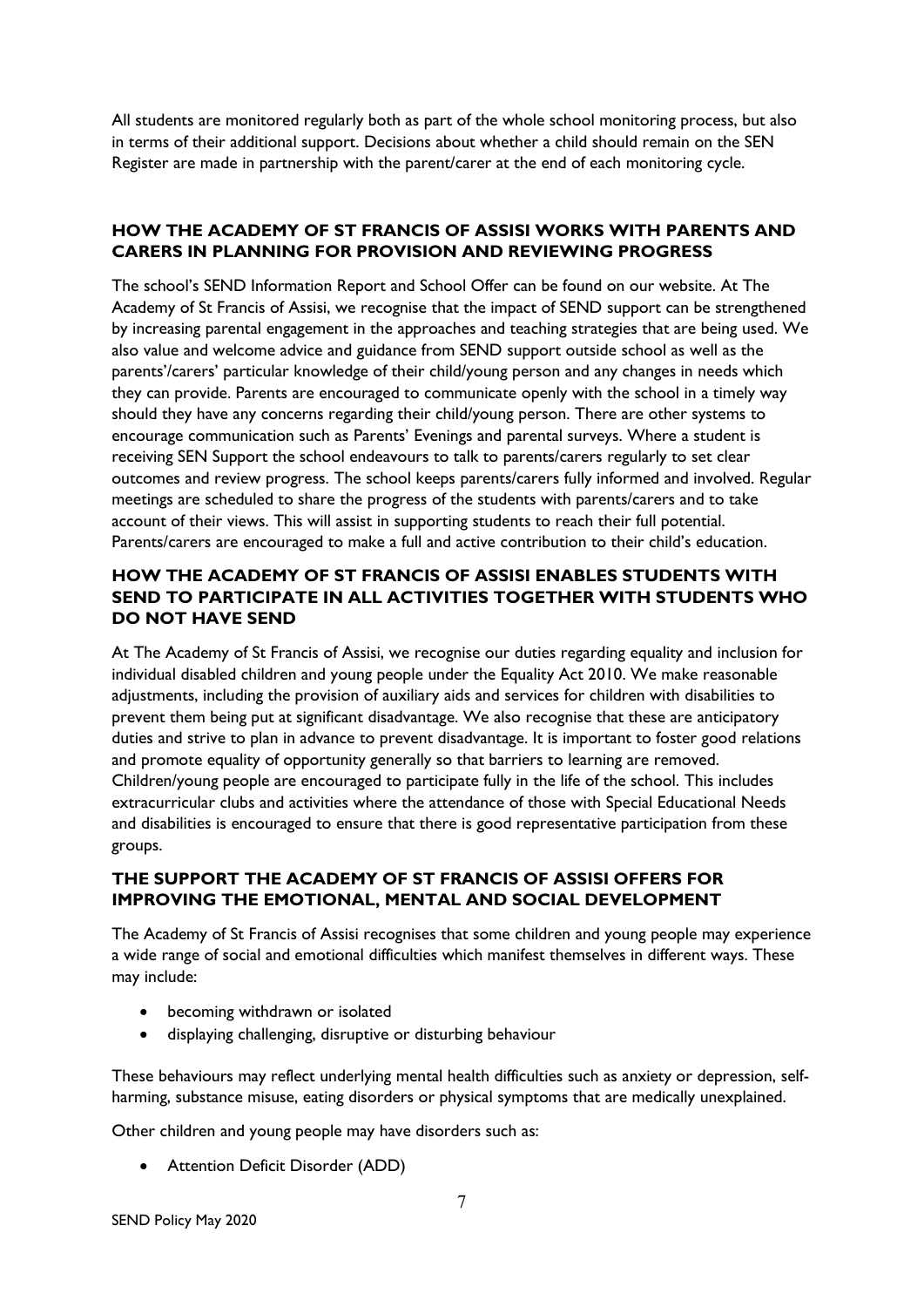All students are monitored regularly both as part of the whole school monitoring process, but also in terms of their additional support. Decisions about whether a child should remain on the SEN Register are made in partnership with the parent/carer at the end of each monitoring cycle.

## HOW THE ACADEMY OF ST FRANCIS OF ASSISI WORKS WITH PARENTS AND CARERS IN PLANNING FOR PROVISION AND REVIEWING PROGRESS

The school's SEND Information Report and School Offer can be found on our website. At The Academy of St Francis of Assisi, we recognise that the impact of SEND support can be strengthened by increasing parental engagement in the approaches and teaching strategies that are being used. We also value and welcome advice and guidance from SEND support outside school as well as the parents'/carers' particular knowledge of their child/young person and any changes in needs which they can provide. Parents are encouraged to communicate openly with the school in a timely way should they have any concerns regarding their child/young person. There are other systems to encourage communication such as Parents' Evenings and parental surveys. Where a student is receiving SEN Support the school endeavours to talk to parents/carers regularly to set clear outcomes and review progress. The school keeps parents/carers fully informed and involved. Regular meetings are scheduled to share the progress of the students with parents/carers and to take account of their views. This will assist in supporting students to reach their full potential. Parents/carers are encouraged to make a full and active contribution to their child's education.

## HOW THE ACADEMY OF ST FRANCIS OF ASSISI ENABLES STUDENTS WITH SEND TO PARTICIPATE IN ALL ACTIVITIES TOGETHER WITH STUDENTS WHO DO NOT HAVE SEND

At The Academy of St Francis of Assisi, we recognise our duties regarding equality and inclusion for individual disabled children and young people under the Equality Act 2010. We make reasonable adjustments, including the provision of auxiliary aids and services for children with disabilities to prevent them being put at significant disadvantage. We also recognise that these are anticipatory duties and strive to plan in advance to prevent disadvantage. It is important to foster good relations and promote equality of opportunity generally so that barriers to learning are removed. Children/young people are encouraged to participate fully in the life of the school. This includes extracurricular clubs and activities where the attendance of those with Special Educational Needs and disabilities is encouraged to ensure that there is good representative participation from these groups.

## THE SUPPORT THE ACADEMY OF ST FRANCIS OF ASSISI OFFERS FOR IMPROVING THE EMOTIONAL, MENTAL AND SOCIAL DEVELOPMENT

The Academy of St Francis of Assisi recognises that some children and young people may experience a wide range of social and emotional difficulties which manifest themselves in different ways. These may include:

- becoming withdrawn or isolated
- displaying challenging, disruptive or disturbing behaviour

These behaviours may reflect underlying mental health difficulties such as anxiety or depression, self-harming, substance misuse, eating disorders or physical symptoms that are medically unexplained.

Other children and young people may have disorders such as:

- Attention Deficit Disorder (ADD)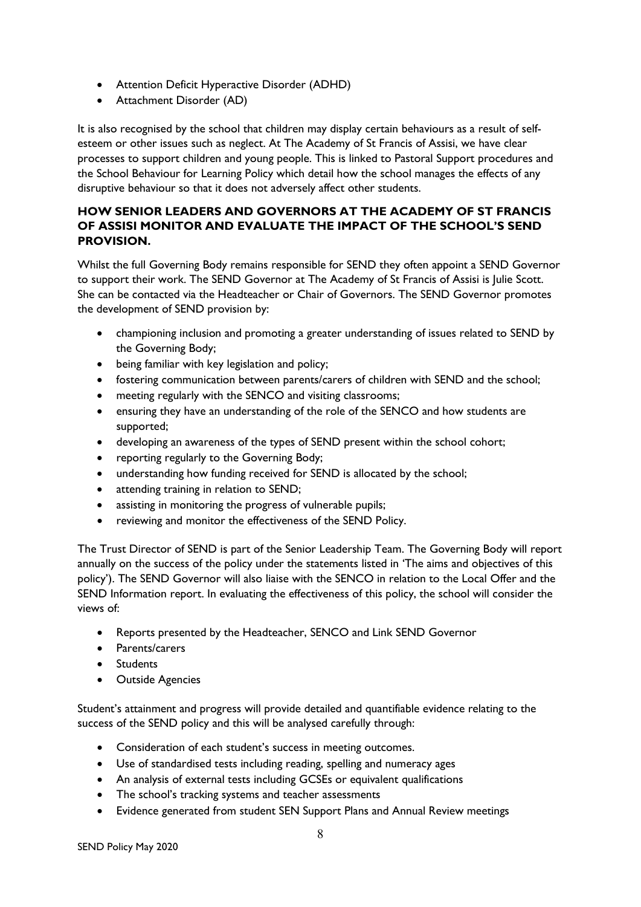- Attention Deficit Hyperactive Disorder (ADHD)
- Attachment Disorder (AD)

It is also recognised by the school that children may display certain behaviours as a result of self-esteem or other issues such as neglect. At The Academy of St Francis of Assisi, we have clear processes to support children and young people. This is linked to Pastoral Support procedures and the School Behaviour for Learning Policy which detail how the school manages the effects of any disruptive behaviour so that it does not adversely affect other students.

**HOW SENIOR LEADERS AND GOVERNORS AT THE ACADEMY OF ST FRANCIS OF ASSISI MONITOR AND EVALUATE THE IMPACT OF THE SCHOOL'S SEND PROVISION.**

Whilst the full Governing Body remains responsible for SEND they often appoint a SEND Governor to support their work. The SEND Governor at The Academy of St Francis of Assisi is Julie Scott. She can be contacted via the Headteacher or Chair of Governors. The SEND Governor promotes the development of SEND provision by:

- championing inclusion and promoting a greater understanding of issues related to SEND by the Governing Body;
- being familiar with key legislation and policy;
- fostering communication between parents/carers of children with SEND and the school;
- meeting regularly with the SENCO and visiting classrooms;
- ensuring they have an understanding of the role of the SENCO and how students are supported;
- developing an awareness of the types of SEND present within the school cohort;
- reporting regularly to the Governing Body;
- understanding how funding received for SEND is allocated by the school;
- attending training in relation to SEND;
- assisting in monitoring the progress of vulnerable pupils;
- reviewing and monitor the effectiveness of the SEND Policy.

The Trust Director of SEND is part of the Senior Leadership Team. The Governing Body will report annually on the success of the policy under the statements listed in 'The aims and objectives of this policy'). The SEND Governor will also liaise with the SENCO in relation to the Local Offer and the SEND Information report. In evaluating the effectiveness of this policy, the school will consider the views of:

- Reports presented by the Headteacher, SENCO and Link SEND Governor
- Parents/carers
- Students
- Outside Agencies

Student's attainment and progress will provide detailed and quantifiable evidence relating to the success of the SEND policy and this will be analysed carefully through:

- Consideration of each student's success in meeting outcomes.
- Use of standardised tests including reading, spelling and numeracy ages
- An analysis of external tests including GCSEs or equivalent qualifications
- The school's tracking systems and teacher assessments
- Evidence generated from student SEN Support Plans and Annual Review meetings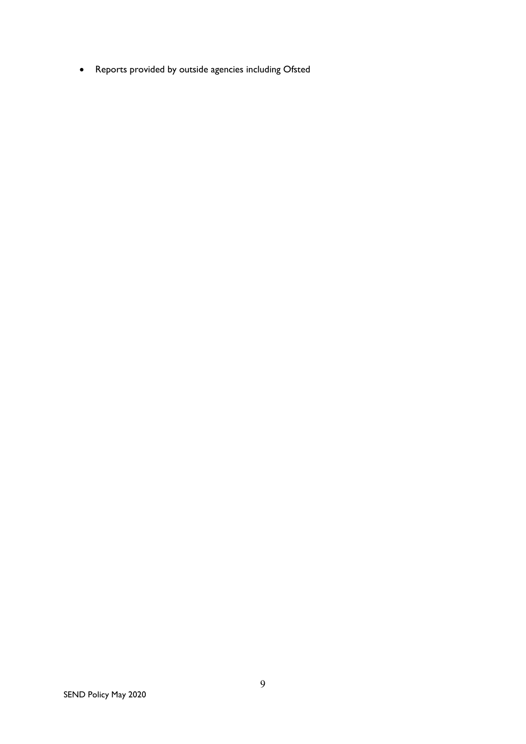- Reports provided by outside agencies including Ofsted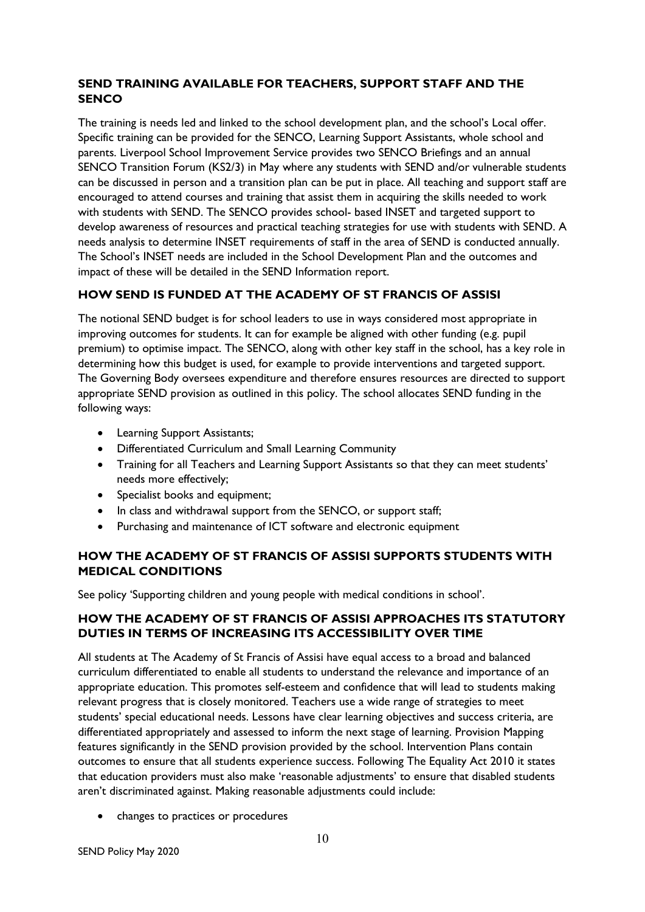### SEND TRAINING AVAILABLE FOR TEACHERS, SUPPORT STAFF AND THE SENCO

The training is needs led and linked to the school development plan, and the school's Local offer. Specific training can be provided for the SENCO, Learning Support Assistants, whole school and parents. Liverpool School Improvement Service provides two SENCO Briefings and an annual SENCO Transition Forum (KS2/3) in May where any students with SEND and/or vulnerable students can be discussed in person and a transition plan can be put in place. All teaching and support staff are encouraged to attend courses and training that assist them in acquiring the skills needed to work with students with SEND. The SENCO provides school- based INSET and targeted support to develop awareness of resources and practical teaching strategies for use with students with SEND. A needs analysis to determine INSET requirements of staff in the area of SEND is conducted annually. The School's INSET needs are included in the School Development Plan and the outcomes and impact of these will be detailed in the SEND Information report.

### HOW SEND IS FUNDED AT THE ACADEMY OF ST FRANCIS OF ASSISI

The notional SEND budget is for school leaders to use in ways considered most appropriate in improving outcomes for students. It can for example be aligned with other funding (e.g. pupil premium) to optimise impact. The SENCO, along with other key staff in the school, has a key role in determining how this budget is used, for example to provide interventions and targeted support. The Governing Body oversees expenditure and therefore ensures resources are directed to support appropriate SEND provision as outlined in this policy. The school allocates SEND funding in the following ways:

- Learning Support Assistants;
- Differentiated Curriculum and Small Learning Community
- Training for all Teachers and Learning Support Assistants so that they can meet students' needs more effectively;
- Specialist books and equipment;
- In class and withdrawal support from the SENCO, or support staff;
- Purchasing and maintenance of ICT software and electronic equipment

### HOW THE ACADEMY OF ST FRANCIS OF ASSISI SUPPORTS STUDENTS WITH MEDICAL CONDITIONS

See policy 'Supporting children and young people with medical conditions in school'.

### HOW THE ACADEMY OF ST FRANCIS OF ASSISI APPROACHES ITS STATUTORY DUTIES IN TERMS OF INCREASING ITS ACCESSIBILITY OVER TIME

All students at The Academy of St Francis of Assisi have equal access to a broad and balanced curriculum differentiated to enable all students to understand the relevance and importance of an appropriate education. This promotes self-esteem and confidence that will lead to students making relevant progress that is closely monitored. Teachers use a wide range of strategies to meet students' special educational needs. Lessons have clear learning objectives and success criteria, are differentiated appropriately and assessed to inform the next stage of learning. Provision Mapping features significantly in the SEND provision provided by the school. Intervention Plans contain outcomes to ensure that all students experience success. Following The Equality Act 2010 it states that education providers must also make 'reasonable adjustments' to ensure that disabled students aren't discriminated against. Making reasonable adjustments could include:

- changes to practices or procedures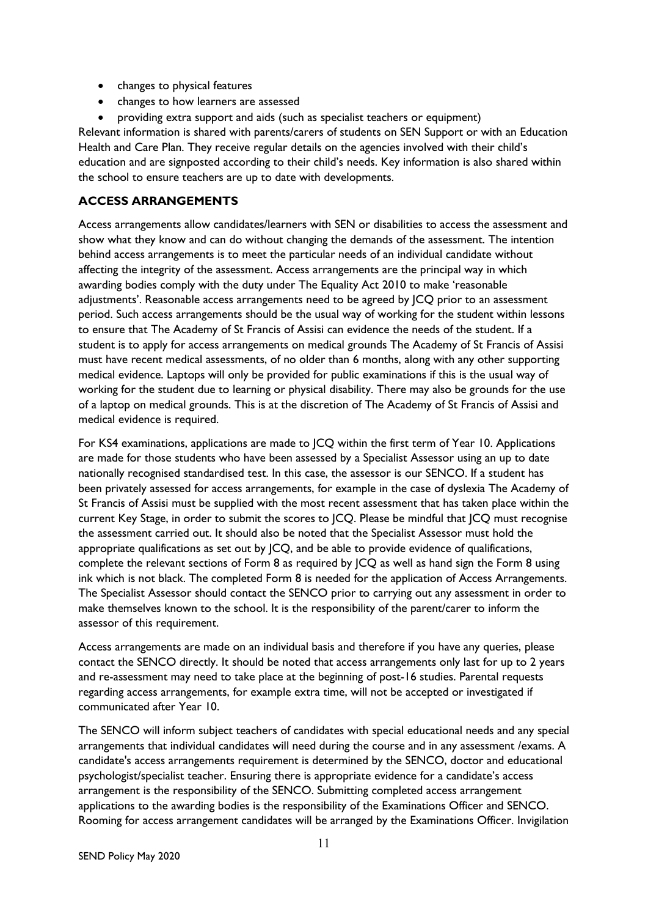- changes to physical features
- changes to how learners are assessed
- providing extra support and aids (such as specialist teachers or equipment)

Relevant information is shared with parents/carers of students on SEN Support or with an Education Health and Care Plan. They receive regular details on the agencies involved with their child's education and are signposted according to their child's needs. Key information is also shared within the school to ensure teachers are up to date with developments.

## ACCESS ARRANGEMENTS

Access arrangements allow candidates/learners with SEN or disabilities to access the assessment and show what they know and can do without changing the demands of the assessment. The intention behind access arrangements is to meet the particular needs of an individual candidate without affecting the integrity of the assessment. Access arrangements are the principal way in which awarding bodies comply with the duty under The Equality Act 2010 to make 'reasonable adjustments'. Reasonable access arrangements need to be agreed by JCQ prior to an assessment period. Such access arrangements should be the usual way of working for the student within lessons to ensure that The Academy of St Francis of Assisi can evidence the needs of the student. If a student is to apply for access arrangements on medical grounds The Academy of St Francis of Assisi must have recent medical assessments, of no older than 6 months, along with any other supporting medical evidence. Laptops will only be provided for public examinations if this is the usual way of working for the student due to learning or physical disability. There may also be grounds for the use of a laptop on medical grounds. This is at the discretion of The Academy of St Francis of Assisi and medical evidence is required.

For KS4 examinations, applications are made to JCQ within the first term of Year 10. Applications are made for those students who have been assessed by a Specialist Assessor using an up to date nationally recognised standardised test. In this case, the assessor is our SENCO. If a student has been privately assessed for access arrangements, for example in the case of dyslexia The Academy of St Francis of Assisi must be supplied with the most recent assessment that has taken place within the current Key Stage, in order to submit the scores to JCQ. Please be mindful that JCQ must recognise the assessment carried out. It should also be noted that the Specialist Assessor must hold the appropriate qualifications as set out by JCQ, and be able to provide evidence of qualifications, complete the relevant sections of Form 8 as required by JCQ as well as hand sign the Form 8 using ink which is not black. The completed Form 8 is needed for the application of Access Arrangements. The Specialist Assessor should contact the SENCO prior to carrying out any assessment in order to make themselves known to the school. It is the responsibility of the parent/carer to inform the assessor of this requirement.

Access arrangements are made on an individual basis and therefore if you have any queries, please contact the SENCO directly. It should be noted that access arrangements only last for up to 2 years and re-assessment may need to take place at the beginning of post-16 studies. Parental requests regarding access arrangements, for example extra time, will not be accepted or investigated if communicated after Year 10.

The SENCO will inform subject teachers of candidates with special educational needs and any special arrangements that individual candidates will need during the course and in any assessment /exams. A candidate's access arrangements requirement is determined by the SENCO, doctor and educational psychologist/specialist teacher. Ensuring there is appropriate evidence for a candidate's access arrangement is the responsibility of the SENCO. Submitting completed access arrangement applications to the awarding bodies is the responsibility of the Examinations Officer and SENCO. Rooming for access arrangement candidates will be arranged by the Examinations Officer. Invigilation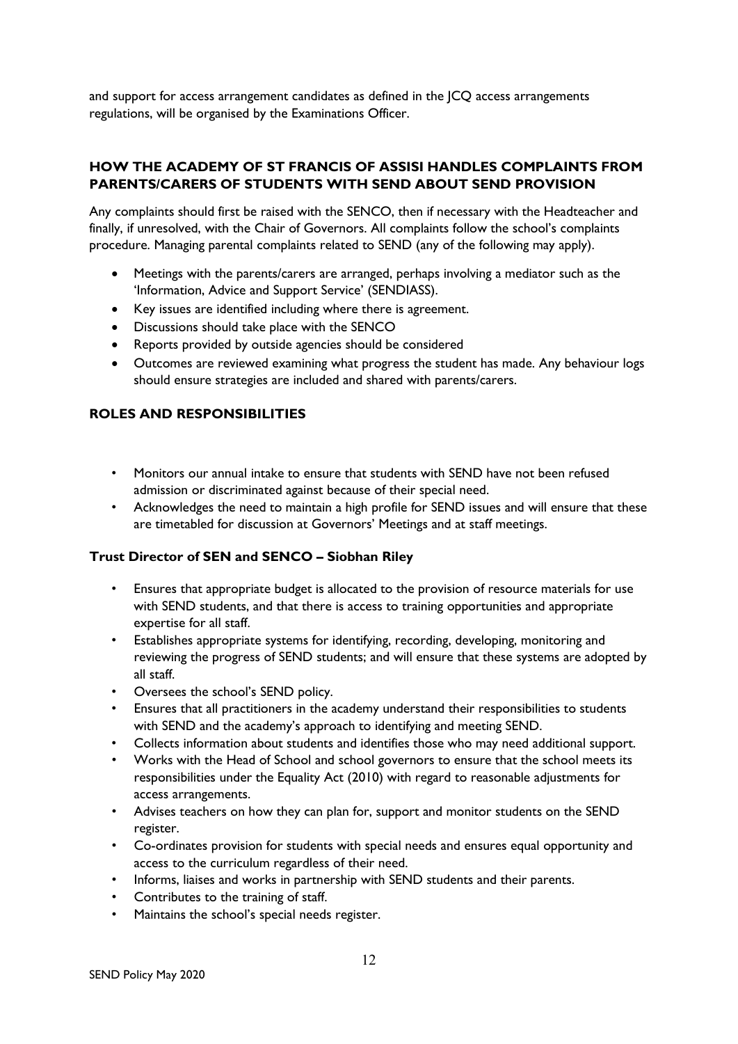and support for access arrangement candidates as defined in the JCQ access arrangements regulations, will be organised by the Examinations Officer.

## HOW THE ACADEMY OF ST FRANCIS OF ASSISI HANDLES COMPLAINTS FROM PARENTS/CARERS OF STUDENTS WITH SEND ABOUT SEND PROVISION

Any complaints should first be raised with the SENCO, then if necessary with the Headteacher and finally, if unresolved, with the Chair of Governors. All complaints follow the school's complaints procedure. Managing parental complaints related to SEND (any of the following may apply).

- Meetings with the parents/carers are arranged, perhaps involving a mediator such as the 'Information, Advice and Support Service' (SENDIASS).
- Key issues are identified including where there is agreement.
- Discussions should take place with the SENCO
- Reports provided by outside agencies should be considered
- Outcomes are reviewed examining what progress the student has made. Any behaviour logs should ensure strategies are included and shared with parents/carers.

## ROLES AND RESPONSIBILITIES

- Monitors our annual intake to ensure that students with SEND have not been refused admission or discriminated against because of their special need.
- Acknowledges the need to maintain a high profile for SEND issues and will ensure that these are timetabled for discussion at Governors' Meetings and at staff meetings.

### Trust Director of SEN and SENCO – Siobhan Riley

- Ensures that appropriate budget is allocated to the provision of resource materials for use with SEND students, and that there is access to training opportunities and appropriate expertise for all staff.
- Establishes appropriate systems for identifying, recording, developing, monitoring and reviewing the progress of SEND students; and will ensure that these systems are adopted by all staff.
- Oversees the school's SEND policy.
- Ensures that all practitioners in the academy understand their responsibilities to students with SEND and the academy's approach to identifying and meeting SEND.
- Collects information about students and identifies those who may need additional support.
- Works with the Head of School and school governors to ensure that the school meets its responsibilities under the Equality Act (2010) with regard to reasonable adjustments for access arrangements.
- Advises teachers on how they can plan for, support and monitor students on the SEND register.
- Co-ordinates provision for students with special needs and ensures equal opportunity and access to the curriculum regardless of their need.
- Informs, liaises and works in partnership with SEND students and their parents.
- Contributes to the training of staff.
- Maintains the school's special needs register.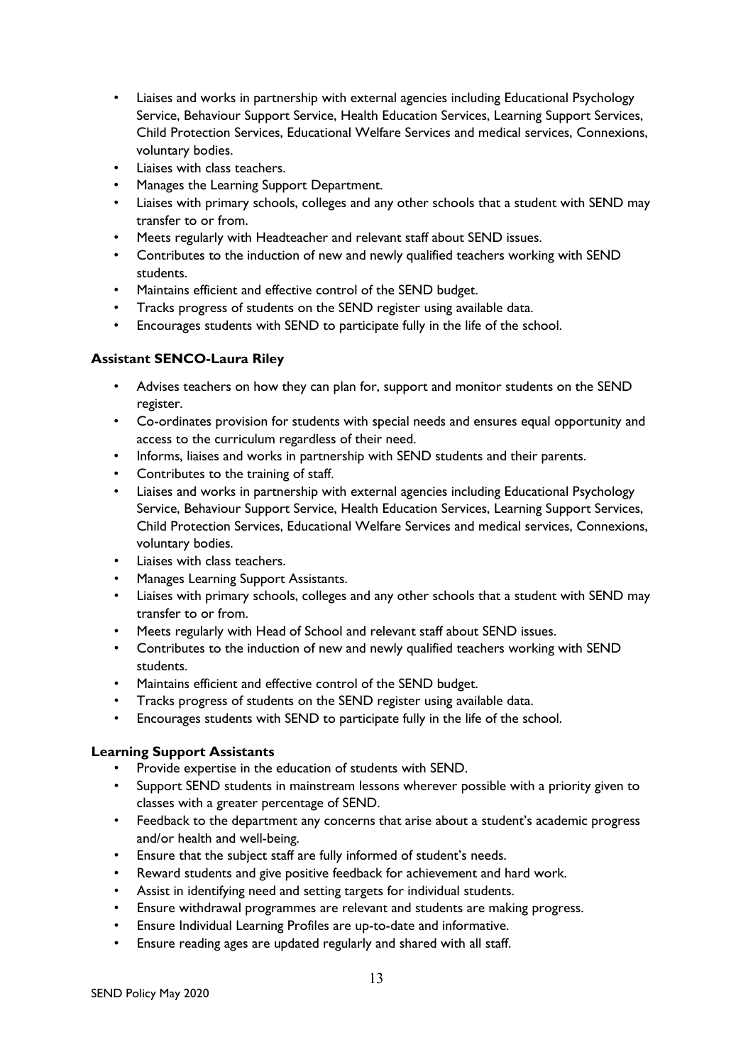- Liaises and works in partnership with external agencies including Educational Psychology Service, Behaviour Support Service, Health Education Services, Learning Support Services, Child Protection Services, Educational Welfare Services and medical services, Connexions, voluntary bodies.
- Liaises with class teachers.
- Manages the Learning Support Department.
- Liaises with primary schools, colleges and any other schools that a student with SEND may transfer to or from.
- Meets regularly with Headteacher and relevant staff about SEND issues.
- Contributes to the induction of new and newly qualified teachers working with SEND students.
- Maintains efficient and effective control of the SEND budget.
- Tracks progress of students on the SEND register using available data.
- Encourages students with SEND to participate fully in the life of the school.

**Assistant SENCO-Laura Riley**

- Advises teachers on how they can plan for, support and monitor students on the SEND register.
- Co-ordinates provision for students with special needs and ensures equal opportunity and access to the curriculum regardless of their need.
- Informs, liaises and works in partnership with SEND students and their parents.
- Contributes to the training of staff.
- Liaises and works in partnership with external agencies including Educational Psychology Service, Behaviour Support Service, Health Education Services, Learning Support Services, Child Protection Services, Educational Welfare Services and medical services, Connexions, voluntary bodies.
- Liaises with class teachers.
- Manages Learning Support Assistants.
- Liaises with primary schools, colleges and any other schools that a student with SEND may transfer to or from.
- Meets regularly with Head of School and relevant staff about SEND issues.
- Contributes to the induction of new and newly qualified teachers working with SEND students.
- Maintains efficient and effective control of the SEND budget.
- Tracks progress of students on the SEND register using available data.
- Encourages students with SEND to participate fully in the life of the school.

**Learning Support Assistants**

- Provide expertise in the education of students with SEND.
- Support SEND students in mainstream lessons wherever possible with a priority given to classes with a greater percentage of SEND.
- Feedback to the department any concerns that arise about a student's academic progress and/or health and well-being.
- Ensure that the subject staff are fully informed of student's needs.
- Reward students and give positive feedback for achievement and hard work.
- Assist in identifying need and setting targets for individual students.
- Ensure withdrawal programmes are relevant and students are making progress.
- Ensure Individual Learning Profiles are up-to-date and informative.
- Ensure reading ages are updated regularly and shared with all staff.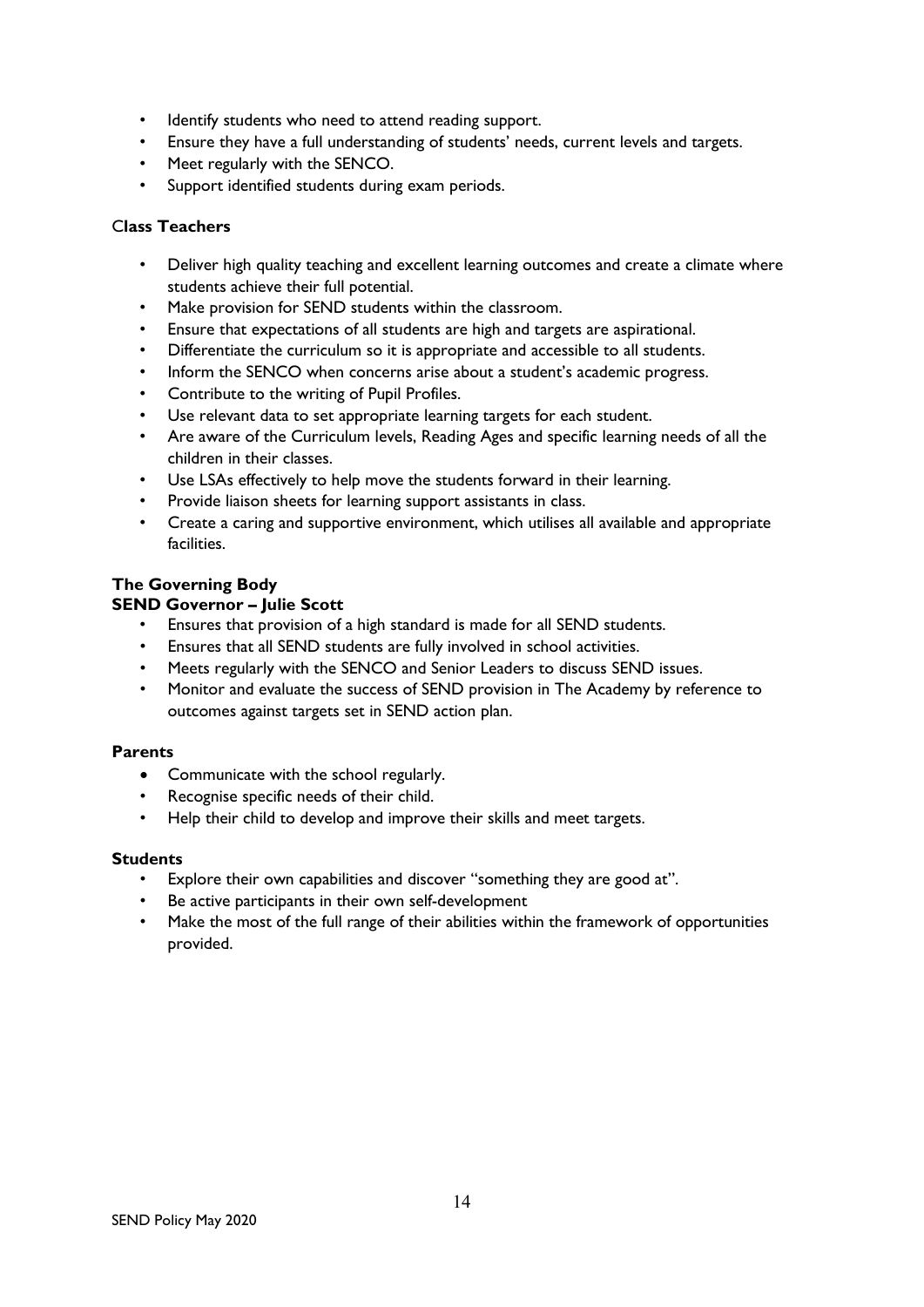- Identify students who need to attend reading support.
- Ensure they have a full understanding of students' needs, current levels and targets.
- Meet regularly with the SENCO.
- Support identified students during exam periods.

**Class Teachers**

- Deliver high quality teaching and excellent learning outcomes and create a climate where students achieve their full potential.
- Make provision for SEND students within the classroom.
- Ensure that expectations of all students are high and targets are aspirational.
- Differentiate the curriculum so it is appropriate and accessible to all students.
- Inform the SENCO when concerns arise about a student's academic progress.
- Contribute to the writing of Pupil Profiles.
- Use relevant data to set appropriate learning targets for each student.
- Are aware of the Curriculum levels, Reading Ages and specific learning needs of all the children in their classes.
- Use LSAs effectively to help move the students forward in their learning.
- Provide liaison sheets for learning support assistants in class.
- Create a caring and supportive environment, which utilises all available and appropriate facilities.

**The Governing Body**
**SEND Governor – Julie Scott**

- Ensures that provision of a high standard is made for all SEND students.
- Ensures that all SEND students are fully involved in school activities.
- Meets regularly with the SENCO and Senior Leaders to discuss SEND issues.
- Monitor and evaluate the success of SEND provision in The Academy by reference to outcomes against targets set in SEND action plan.

**Parents**

- Communicate with the school regularly.
- Recognise specific needs of their child.
- Help their child to develop and improve their skills and meet targets.

**Students**

- Explore their own capabilities and discover "something they are good at".
- Be active participants in their own self-development
- Make the most of the full range of their abilities within the framework of opportunities provided.